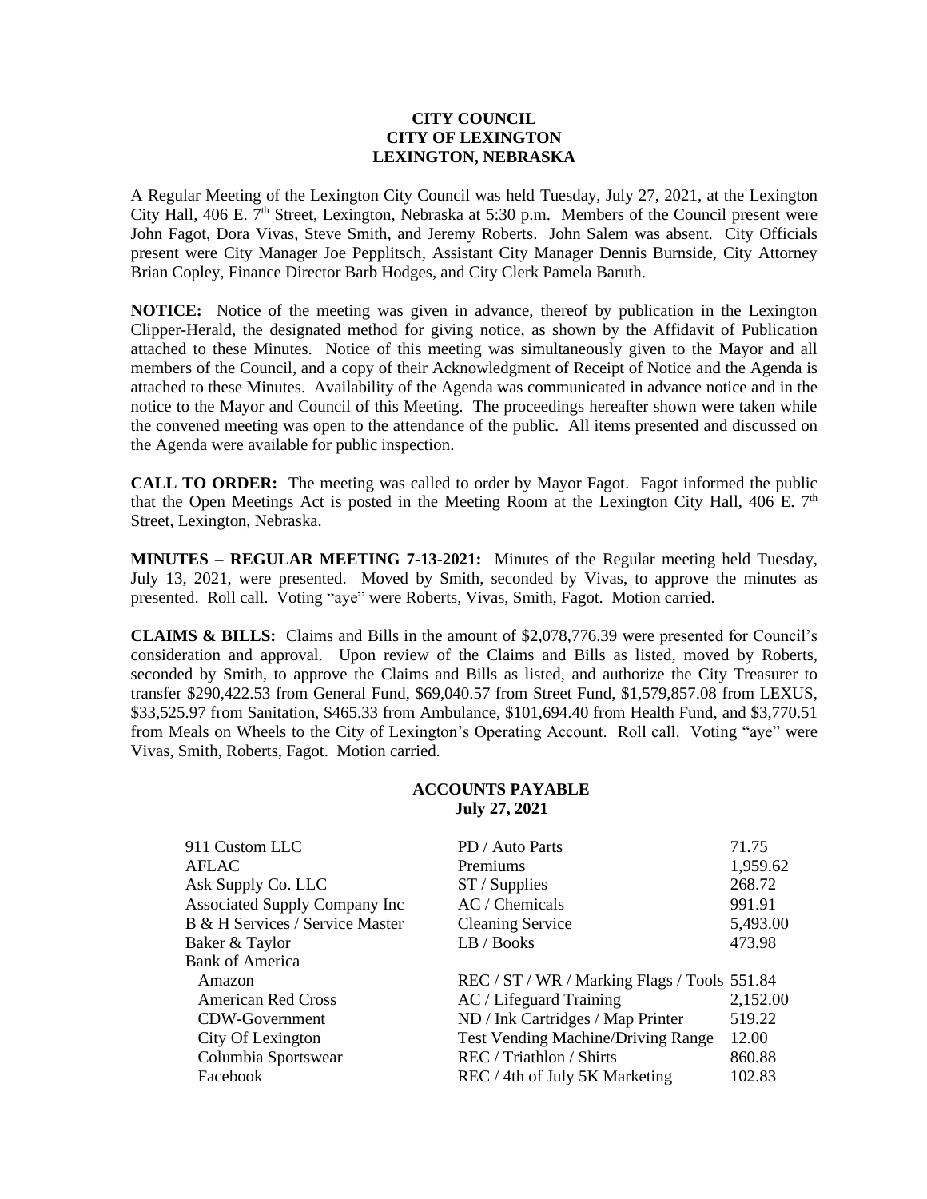**CITY COUNCIL**
**CITY OF LEXINGTON**
**LEXINGTON, NEBRASKA**

A Regular Meeting of the Lexington City Council was held Tuesday, July 27, 2021, at the Lexington City Hall, 406 E. 7th Street, Lexington, Nebraska at 5:30 p.m. Members of the Council present were John Fagot, Dora Vivas, Steve Smith, and Jeremy Roberts. John Salem was absent. City Officials present were City Manager Joe Pepplitsch, Assistant City Manager Dennis Burnside, City Attorney Brian Copley, Finance Director Barb Hodges, and City Clerk Pamela Baruth.

**NOTICE:** Notice of the meeting was given in advance, thereof by publication in the Lexington Clipper-Herald, the designated method for giving notice, as shown by the Affidavit of Publication attached to these Minutes. Notice of this meeting was simultaneously given to the Mayor and all members of the Council, and a copy of their Acknowledgment of Receipt of Notice and the Agenda is attached to these Minutes. Availability of the Agenda was communicated in advance notice and in the notice to the Mayor and Council of this Meeting. The proceedings hereafter shown were taken while the convened meeting was open to the attendance of the public. All items presented and discussed on the Agenda were available for public inspection.

**CALL TO ORDER:** The meeting was called to order by Mayor Fagot. Fagot informed the public that the Open Meetings Act is posted in the Meeting Room at the Lexington City Hall, 406 E. 7th Street, Lexington, Nebraska.

**MINUTES – REGULAR MEETING 7-13-2021:** Minutes of the Regular meeting held Tuesday, July 13, 2021, were presented. Moved by Smith, seconded by Vivas, to approve the minutes as presented. Roll call. Voting "aye" were Roberts, Vivas, Smith, Fagot. Motion carried.

**CLAIMS & BILLS:** Claims and Bills in the amount of $2,078,776.39 were presented for Council's consideration and approval. Upon review of the Claims and Bills as listed, moved by Roberts, seconded by Smith, to approve the Claims and Bills as listed, and authorize the City Treasurer to transfer $290,422.53 from General Fund, $69,040.57 from Street Fund, $1,579,857.08 from LEXUS, $33,525.97 from Sanitation, $465.33 from Ambulance, $101,694.40 from Health Fund, and $3,770.51 from Meals on Wheels to the City of Lexington's Operating Account. Roll call. Voting "aye" were Vivas, Smith, Roberts, Fagot. Motion carried.

**ACCOUNTS PAYABLE**
**July 27, 2021**

| | | |
|---|---|---|
| 911 Custom LLC | PD / Auto Parts | 71.75 |
| AFLAC | Premiums | 1,959.62 |
| Ask Supply Co. LLC | ST / Supplies | 268.72 |
| Associated Supply Company Inc | AC / Chemicals | 991.91 |
| B & H Services / Service Master | Cleaning Service | 5,493.00 |
| Baker & Taylor | LB / Books | 473.98 |
| Bank of America | | |
| Amazon | REC / ST / WR / Marking Flags / Tools | 551.84 |
| American Red Cross | AC / Lifeguard Training | 2,152.00 |
| CDW-Government | ND / Ink Cartridges / Map Printer | 519.22 |
| City Of Lexington | Test Vending Machine/Driving Range | 12.00 |
| Columbia Sportswear | REC / Triathlon / Shirts | 860.88 |
| Facebook | REC / 4th of July 5K Marketing | 102.83 |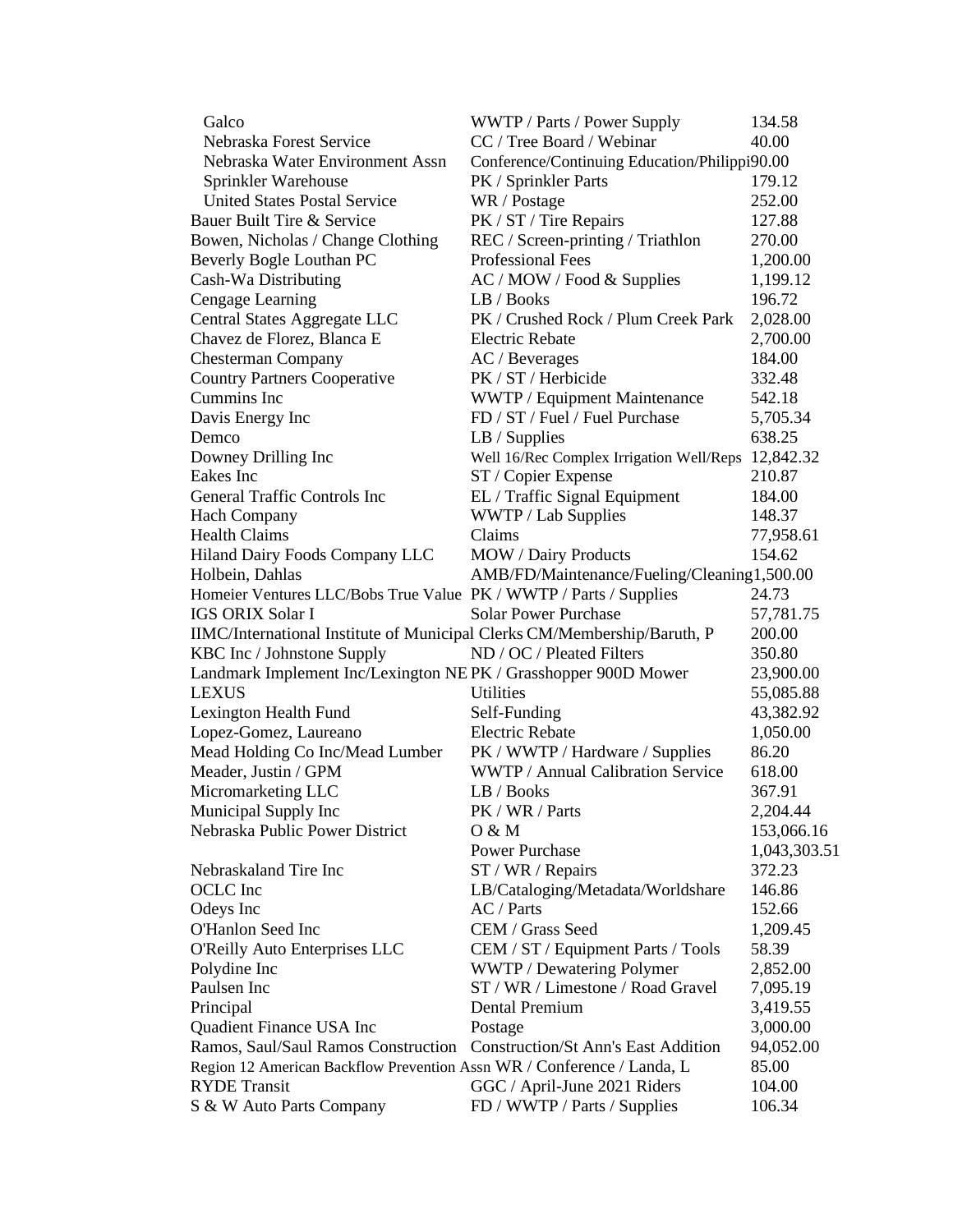| | | |
|---|---|---|
| Galco | WWTP / Parts / Power Supply | 134.58 |
| Nebraska Forest Service | CC / Tree Board / Webinar | 40.00 |
| Nebraska Water Environment Assn | Conference/Continuing Education/Philippi | 90.00 |
| Sprinkler Warehouse | PK / Sprinkler Parts | 179.12 |
| United States Postal Service | WR / Postage | 252.00 |
| Bauer Built Tire & Service | PK / ST / Tire Repairs | 127.88 |
| Bowen, Nicholas / Change Clothing | REC / Screen-printing / Triathlon | 270.00 |
| Beverly Bogle Louthan PC | Professional Fees | 1,200.00 |
| Cash-Wa Distributing | AC / MOW / Food & Supplies | 1,199.12 |
| Cengage Learning | LB / Books | 196.72 |
| Central States Aggregate LLC | PK / Crushed Rock / Plum Creek Park | 2,028.00 |
| Chavez de Florez, Blanca E | Electric Rebate | 2,700.00 |
| Chesterman Company | AC / Beverages | 184.00 |
| Country Partners Cooperative | PK / ST / Herbicide | 332.48 |
| Cummins Inc | WWTP / Equipment Maintenance | 542.18 |
| Davis Energy Inc | FD / ST / Fuel / Fuel Purchase | 5,705.34 |
| Demco | LB / Supplies | 638.25 |
| Downey Drilling Inc | Well 16/Rec Complex Irrigation Well/Reps | 12,842.32 |
| Eakes Inc | ST / Copier Expense | 210.87 |
| General Traffic Controls Inc | EL / Traffic Signal Equipment | 184.00 |
| Hach Company | WWTP / Lab Supplies | 148.37 |
| Health Claims | Claims | 77,958.61 |
| Hiland Dairy Foods Company LLC | MOW / Dairy Products | 154.62 |
| Holbein, Dahlas | AMB/FD/Maintenance/Fueling/Cleaning | 1,500.00 |
| Homeier Ventures LLC/Bobs True Value | PK / WWTP / Parts / Supplies | 24.73 |
| IGS ORIX Solar I | Solar Power Purchase | 57,781.75 |
| IIMC/International Institute of Municipal Clerks | CM/Membership/Baruth, P | 200.00 |
| KBC Inc / Johnstone Supply | ND / OC / Pleated Filters | 350.80 |
| Landmark Implement Inc/Lexington NE | PK / Grasshopper 900D Mower | 23,900.00 |
| LEXUS | Utilities | 55,085.88 |
| Lexington Health Fund | Self-Funding | 43,382.92 |
| Lopez-Gomez, Laureano | Electric Rebate | 1,050.00 |
| Mead Holding Co Inc/Mead Lumber | PK / WWTP / Hardware / Supplies | 86.20 |
| Meader, Justin / GPM | WWTP / Annual Calibration Service | 618.00 |
| Micromarketing LLC | LB / Books | 367.91 |
| Municipal Supply Inc | PK / WR / Parts | 2,204.44 |
| Nebraska Public Power District | O & M | 153,066.16 |
| | Power Purchase | 1,043,303.51 |
| Nebraskaland Tire Inc | ST / WR / Repairs | 372.23 |
| OCLC Inc | LB/Cataloging/Metadata/Worldshare | 146.86 |
| Odeys Inc | AC / Parts | 152.66 |
| O'Hanlon Seed Inc | CEM / Grass Seed | 1,209.45 |
| O'Reilly Auto Enterprises LLC | CEM / ST / Equipment Parts / Tools | 58.39 |
| Polydine Inc | WWTP / Dewatering Polymer | 2,852.00 |
| Paulsen Inc | ST / WR / Limestone / Road Gravel | 7,095.19 |
| Principal | Dental Premium | 3,419.55 |
| Quadient Finance USA Inc | Postage | 3,000.00 |
| Ramos, Saul/Saul Ramos Construction | Construction/St Ann's East Addition | 94,052.00 |
| Region 12 American Backflow Prevention Assn | WR / Conference / Landa, L | 85.00 |
| RYDE Transit | GGC / April-June 2021 Riders | 104.00 |
| S & W Auto Parts Company | FD / WWTP / Parts / Supplies | 106.34 |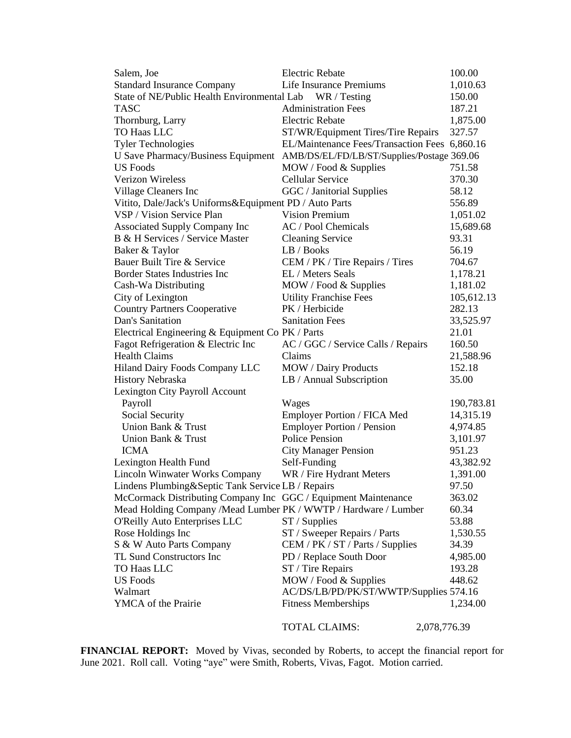| | | |
|---|---|---|
| Salem, Joe | Electric Rebate | 100.00 |
| Standard Insurance Company | Life Insurance Premiums | 1,010.63 |
| State of NE/Public Health Environmental Lab | WR / Testing | 150.00 |
| TASC | Administration Fees | 187.21 |
| Thornburg, Larry | Electric Rebate | 1,875.00 |
| TO Haas LLC | ST/WR/Equipment Tires/Tire Repairs | 327.57 |
| Tyler Technologies | EL/Maintenance Fees/Transaction Fees | 6,860.16 |
| U Save Pharmacy/Business Equipment | AMB/DS/EL/FD/LB/ST/Supplies/Postage | 369.06 |
| US Foods | MOW / Food & Supplies | 751.58 |
| Verizon Wireless | Cellular Service | 370.30 |
| Village Cleaners Inc | GGC / Janitorial Supplies | 58.12 |
| Vitito, Dale/Jack's Uniforms&Equipment | PD / Auto Parts | 556.89 |
| VSP / Vision Service Plan | Vision Premium | 1,051.02 |
| Associated Supply Company Inc | AC / Pool Chemicals | 15,689.68 |
| B & H Services / Service Master | Cleaning Service | 93.31 |
| Baker & Taylor | LB / Books | 56.19 |
| Bauer Built Tire & Service | CEM / PK / Tire Repairs / Tires | 704.67 |
| Border States Industries Inc | EL / Meters Seals | 1,178.21 |
| Cash-Wa Distributing | MOW / Food & Supplies | 1,181.02 |
| City of Lexington | Utility Franchise Fees | 105,612.13 |
| Country Partners Cooperative | PK / Herbicide | 282.13 |
| Dan's Sanitation | Sanitation Fees | 33,525.97 |
| Electrical Engineering & Equipment Co | PK / Parts | 21.01 |
| Fagot Refrigeration & Electric Inc | AC / GGC / Service Calls / Repairs | 160.50 |
| Health Claims | Claims | 21,588.96 |
| Hiland Dairy Foods Company LLC | MOW / Dairy Products | 152.18 |
| History Nebraska | LB / Annual Subscription | 35.00 |
| Lexington City Payroll Account | | |
| Payroll | Wages | 190,783.81 |
| Social Security | Employer Portion / FICA Med | 14,315.19 |
| Union Bank & Trust | Employer Portion / Pension | 4,974.85 |
| Union Bank & Trust | Police Pension | 3,101.97 |
| ICMA | City Manager Pension | 951.23 |
| Lexington Health Fund | Self-Funding | 43,382.92 |
| Lincoln Winwater Works Company | WR / Fire Hydrant Meters | 1,391.00 |
| Lindens Plumbing&Septic Tank Service | LB / Repairs | 97.50 |
| McCormack Distributing Company Inc | GGC / Equipment Maintenance | 363.02 |
| Mead Holding Company /Mead Lumber | PK / WWTP / Hardware / Lumber | 60.34 |
| O'Reilly Auto Enterprises LLC | ST / Supplies | 53.88 |
| Rose Holdings Inc | ST / Sweeper Repairs / Parts | 1,530.55 |
| S & W Auto Parts Company | CEM / PK / ST / Parts / Supplies | 34.39 |
| TL Sund Constructors Inc | PD / Replace South Door | 4,985.00 |
| TO Haas LLC | ST / Tire Repairs | 193.28 |
| US Foods | MOW / Food & Supplies | 448.62 |
| Walmart | AC/DS/LB/PD/PK/ST/WWTP/Supplies | 574.16 |
| YMCA of the Prairie | Fitness Memberships | 1,234.00 |
| | TOTAL CLAIMS: | 2,078,776.39 |

**FINANCIAL REPORT:** Moved by Vivas, seconded by Roberts, to accept the financial report for June 2021. Roll call. Voting "aye" were Smith, Roberts, Vivas, Fagot. Motion carried.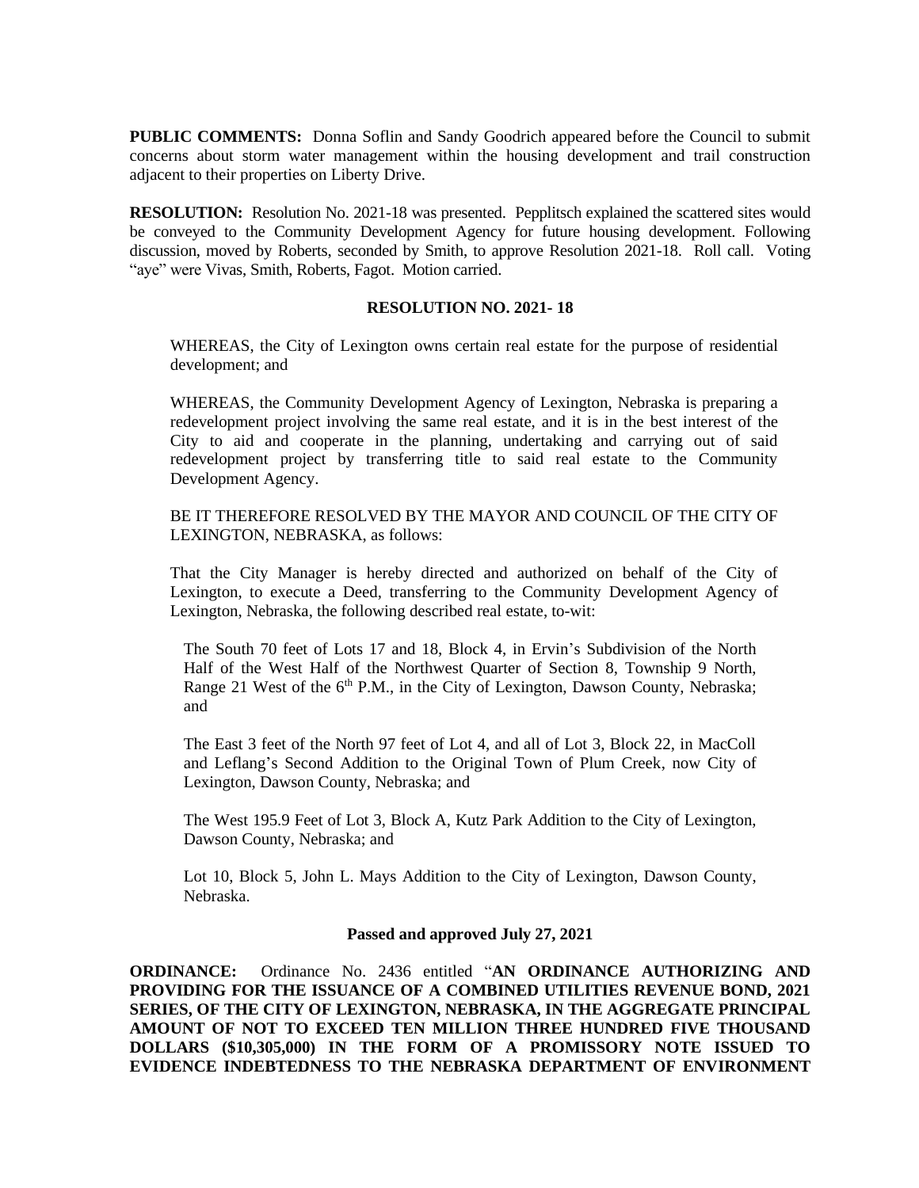**PUBLIC COMMENTS:** Donna Soflin and Sandy Goodrich appeared before the Council to submit concerns about storm water management within the housing development and trail construction adjacent to their properties on Liberty Drive.

**RESOLUTION:** Resolution No. 2021-18 was presented. Pepplitsch explained the scattered sites would be conveyed to the Community Development Agency for future housing development. Following discussion, moved by Roberts, seconded by Smith, to approve Resolution 2021-18. Roll call. Voting "aye" were Vivas, Smith, Roberts, Fagot. Motion carried.

**RESOLUTION NO. 2021- 18**

WHEREAS, the City of Lexington owns certain real estate for the purpose of residential development; and

WHEREAS, the Community Development Agency of Lexington, Nebraska is preparing a redevelopment project involving the same real estate, and it is in the best interest of the City to aid and cooperate in the planning, undertaking and carrying out of said redevelopment project by transferring title to said real estate to the Community Development Agency.

BE IT THEREFORE RESOLVED BY THE MAYOR AND COUNCIL OF THE CITY OF LEXINGTON, NEBRASKA, as follows:

That the City Manager is hereby directed and authorized on behalf of the City of Lexington, to execute a Deed, transferring to the Community Development Agency of Lexington, Nebraska, the following described real estate, to-wit:

The South 70 feet of Lots 17 and 18, Block 4, in Ervin's Subdivision of the North Half of the West Half of the Northwest Quarter of Section 8, Township 9 North, Range 21 West of the 6th P.M., in the City of Lexington, Dawson County, Nebraska; and

The East 3 feet of the North 97 feet of Lot 4, and all of Lot 3, Block 22, in MacColl and Leflang's Second Addition to the Original Town of Plum Creek, now City of Lexington, Dawson County, Nebraska; and

The West 195.9 Feet of Lot 3, Block A, Kutz Park Addition to the City of Lexington, Dawson County, Nebraska; and

Lot 10, Block 5, John L. Mays Addition to the City of Lexington, Dawson County, Nebraska.

**Passed and approved July 27, 2021**

**ORDINANCE:** Ordinance No. 2436 entitled "**AN ORDINANCE AUTHORIZING AND PROVIDING FOR THE ISSUANCE OF A COMBINED UTILITIES REVENUE BOND, 2021 SERIES, OF THE CITY OF LEXINGTON, NEBRASKA, IN THE AGGREGATE PRINCIPAL AMOUNT OF NOT TO EXCEED TEN MILLION THREE HUNDRED FIVE THOUSAND DOLLARS ($10,305,000) IN THE FORM OF A PROMISSORY NOTE ISSUED TO EVIDENCE INDEBTEDNESS TO THE NEBRASKA DEPARTMENT OF ENVIRONMENT**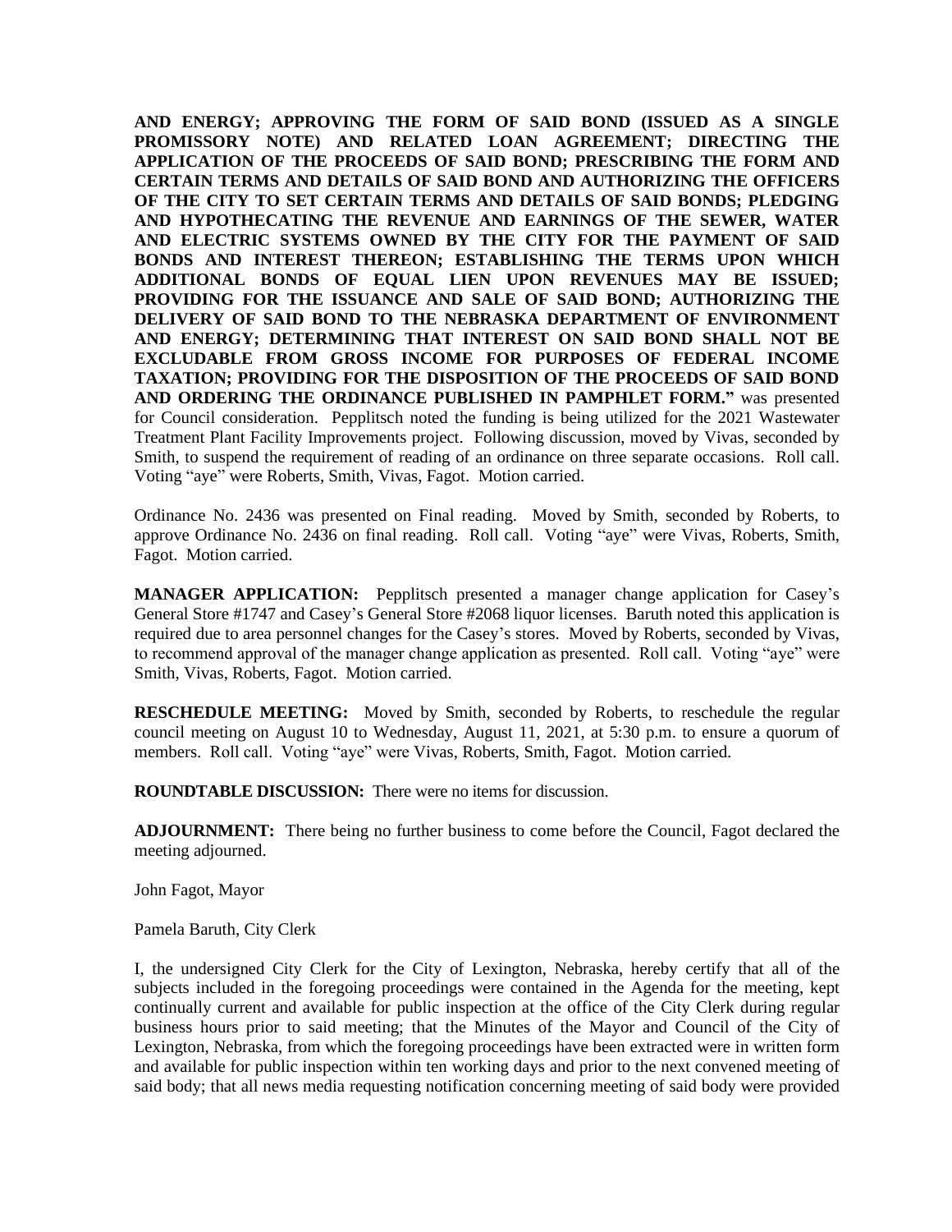**AND ENERGY; APPROVING THE FORM OF SAID BOND (ISSUED AS A SINGLE PROMISSORY NOTE) AND RELATED LOAN AGREEMENT; DIRECTING THE APPLICATION OF THE PROCEEDS OF SAID BOND; PRESCRIBING THE FORM AND CERTAIN TERMS AND DETAILS OF SAID BOND AND AUTHORIZING THE OFFICERS OF THE CITY TO SET CERTAIN TERMS AND DETAILS OF SAID BONDS; PLEDGING AND HYPOTHECATING THE REVENUE AND EARNINGS OF THE SEWER, WATER AND ELECTRIC SYSTEMS OWNED BY THE CITY FOR THE PAYMENT OF SAID BONDS AND INTEREST THEREON; ESTABLISHING THE TERMS UPON WHICH ADDITIONAL BONDS OF EQUAL LIEN UPON REVENUES MAY BE ISSUED; PROVIDING FOR THE ISSUANCE AND SALE OF SAID BOND; AUTHORIZING THE DELIVERY OF SAID BOND TO THE NEBRASKA DEPARTMENT OF ENVIRONMENT AND ENERGY; DETERMINING THAT INTEREST ON SAID BOND SHALL NOT BE EXCLUDABLE FROM GROSS INCOME FOR PURPOSES OF FEDERAL INCOME TAXATION; PROVIDING FOR THE DISPOSITION OF THE PROCEEDS OF SAID BOND AND ORDERING THE ORDINANCE PUBLISHED IN PAMPHLET FORM."** was presented for Council consideration. Pepplitsch noted the funding is being utilized for the 2021 Wastewater Treatment Plant Facility Improvements project. Following discussion, moved by Vivas, seconded by Smith, to suspend the requirement of reading of an ordinance on three separate occasions. Roll call. Voting "aye" were Roberts, Smith, Vivas, Fagot. Motion carried.

Ordinance No. 2436 was presented on Final reading. Moved by Smith, seconded by Roberts, to approve Ordinance No. 2436 on final reading. Roll call. Voting "aye" were Vivas, Roberts, Smith, Fagot. Motion carried.

**MANAGER APPLICATION:** Pepplitsch presented a manager change application for Casey's General Store #1747 and Casey's General Store #2068 liquor licenses. Baruth noted this application is required due to area personnel changes for the Casey's stores. Moved by Roberts, seconded by Vivas, to recommend approval of the manager change application as presented. Roll call. Voting "aye" were Smith, Vivas, Roberts, Fagot. Motion carried.

**RESCHEDULE MEETING:** Moved by Smith, seconded by Roberts, to reschedule the regular council meeting on August 10 to Wednesday, August 11, 2021, at 5:30 p.m. to ensure a quorum of members. Roll call. Voting "aye" were Vivas, Roberts, Smith, Fagot. Motion carried.

**ROUNDTABLE DISCUSSION:** There were no items for discussion.

**ADJOURNMENT:** There being no further business to come before the Council, Fagot declared the meeting adjourned.

John Fagot, Mayor

Pamela Baruth, City Clerk

I, the undersigned City Clerk for the City of Lexington, Nebraska, hereby certify that all of the subjects included in the foregoing proceedings were contained in the Agenda for the meeting, kept continually current and available for public inspection at the office of the City Clerk during regular business hours prior to said meeting; that the Minutes of the Mayor and Council of the City of Lexington, Nebraska, from which the foregoing proceedings have been extracted were in written form and available for public inspection within ten working days and prior to the next convened meeting of said body; that all news media requesting notification concerning meeting of said body were provided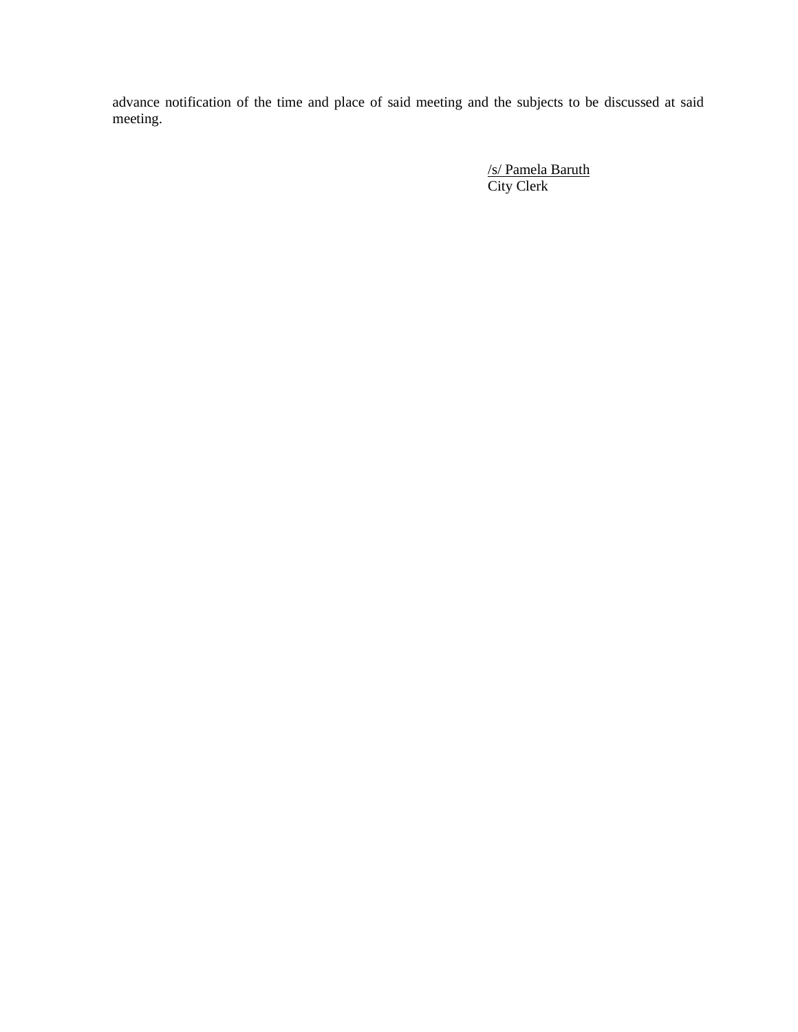advance notification of the time and place of said meeting and the subjects to be discussed at said meeting.

/s/ Pamela Baruth
City Clerk